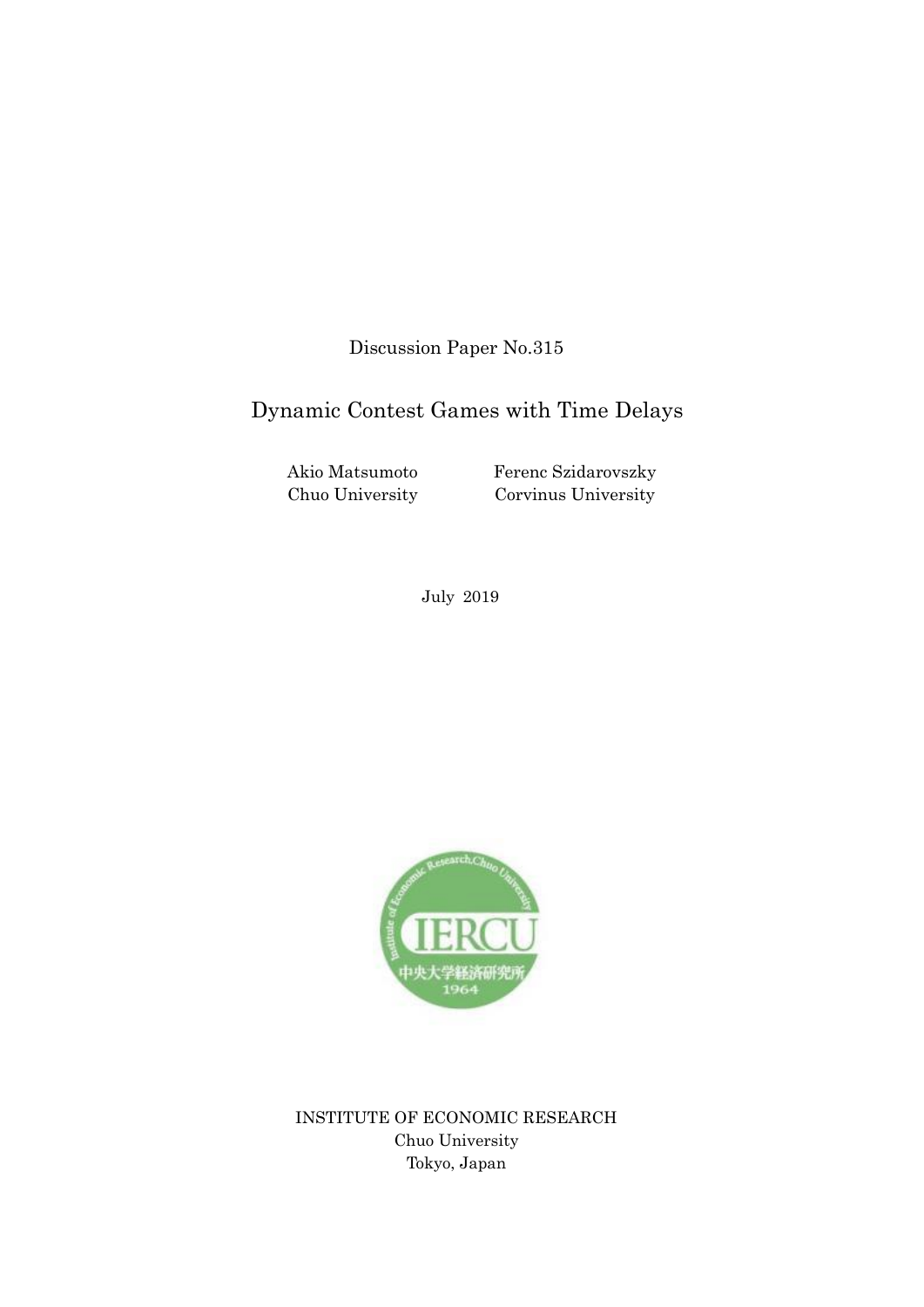Discussion Paper No.315

# Dynamic Contest Games with Time Delays

Akio Matsumoto
Chuo University

Ferenc Szidarovszky
Corvinus University

July 2019

INSTITUTE OF ECONOMIC RESEARCH
Chuo University
Tokyo, Japan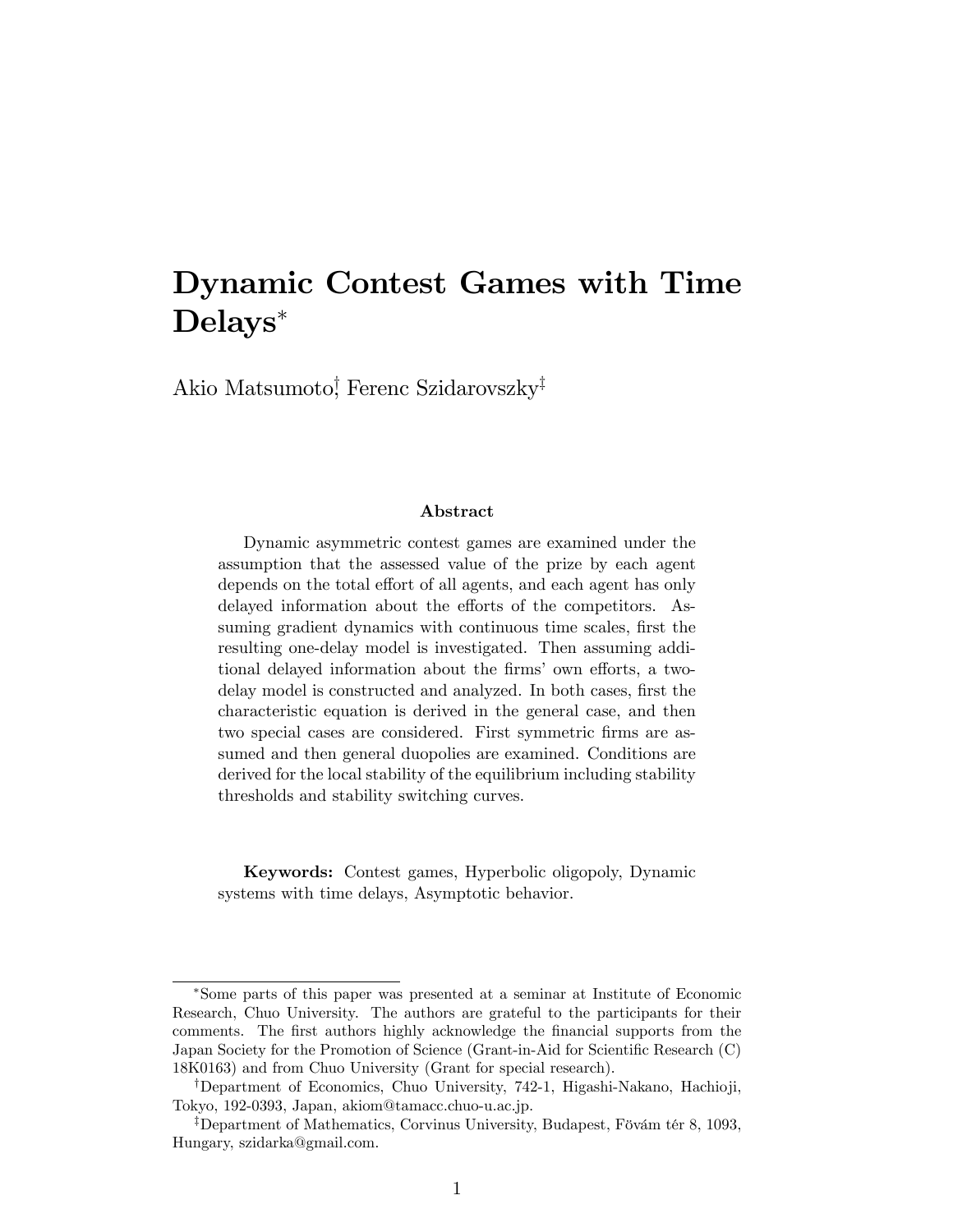# Dynamic Contest Games with Time Delays*

Akio Matsumoto[†], Ferenc Szidarovszky[‡]

### Abstract

Dynamic asymmetric contest games are examined under the assumption that the assessed value of the prize by each agent depends on the total effort of all agents, and each agent has only delayed information about the efforts of the competitors. Assuming gradient dynamics with continuous time scales, first the resulting one-delay model is investigated. Then assuming additional delayed information about the firms' own efforts, a two-delay model is constructed and analyzed. In both cases, first the characteristic equation is derived in the general case, and then two special cases are considered. First symmetric firms are assumed and then general duopolies are examined. Conditions are derived for the local stability of the equilibrium including stability thresholds and stability switching curves.

**Keywords:** Contest games, Hyperbolic oligopoly, Dynamic systems with time delays, Asymptotic behavior.

---

*Some parts of this paper was presented at a seminar at Institute of Economic Research, Chuo University. The authors are grateful to the participants for their comments. The first authors highly acknowledge the financial supports from the Japan Society for the Promotion of Science (Grant-in-Aid for Scientific Research (C) 18K0163) and from Chuo University (Grant for special research).

[†]Department of Economics, Chuo University, 742-1, Higashi-Nakano, Hachioji, Tokyo, 192-0393, Japan, akiom@tamacc.chuo-u.ac.jp.

[‡]Department of Mathematics, Corvinus University, Budapest, Fövám tér 8, 1093, Hungary, szidarka@gmail.com.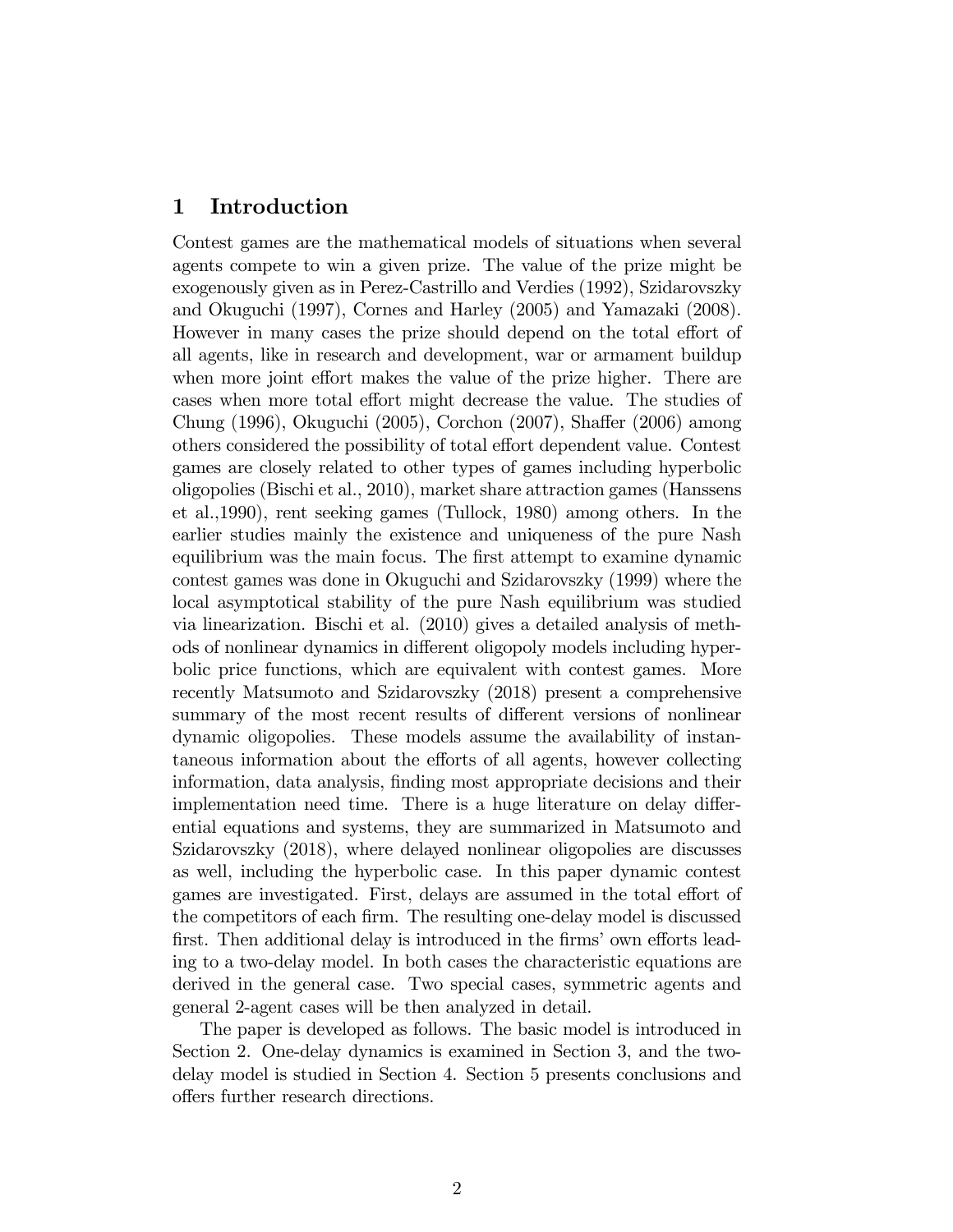# 1 Introduction

Contest games are the mathematical models of situations when several agents compete to win a given prize. The value of the prize might be exogenously given as in Perez-Castrillo and Verdies (1992), Szidarovszky and Okuguchi (1997), Cornes and Harley (2005) and Yamazaki (2008). However in many cases the prize should depend on the total effort of all agents, like in research and development, war or armament buildup when more joint effort makes the value of the prize higher. There are cases when more total effort might decrease the value. The studies of Chung (1996), Okuguchi (2005), Corchon (2007), Shaffer (2006) among others considered the possibility of total effort dependent value. Contest games are closely related to other types of games including hyperbolic oligopolies (Bischi et al., 2010), market share attraction games (Hanssens et al.,1990), rent seeking games (Tullock, 1980) among others. In the earlier studies mainly the existence and uniqueness of the pure Nash equilibrium was the main focus. The first attempt to examine dynamic contest games was done in Okuguchi and Szidarovszky (1999) where the local asymptotical stability of the pure Nash equilibrium was studied via linearization. Bischi et al. (2010) gives a detailed analysis of methods of nonlinear dynamics in different oligopoly models including hyperbolic price functions, which are equivalent with contest games. More recently Matsumoto and Szidarovszky (2018) present a comprehensive summary of the most recent results of different versions of nonlinear dynamic oligopolies. These models assume the availability of instantaneous information about the efforts of all agents, however collecting information, data analysis, finding most appropriate decisions and their implementation need time. There is a huge literature on delay differential equations and systems, they are summarized in Matsumoto and Szidarovszky (2018), where delayed nonlinear oligopolies are discusses as well, including the hyperbolic case. In this paper dynamic contest games are investigated. First, delays are assumed in the total effort of the competitors of each firm. The resulting one-delay model is discussed first. Then additional delay is introduced in the firms' own efforts leading to a two-delay model. In both cases the characteristic equations are derived in the general case. Two special cases, symmetric agents and general 2-agent cases will be then analyzed in detail.

The paper is developed as follows. The basic model is introduced in Section 2. One-delay dynamics is examined in Section 3, and the two-delay model is studied in Section 4. Section 5 presents conclusions and offers further research directions.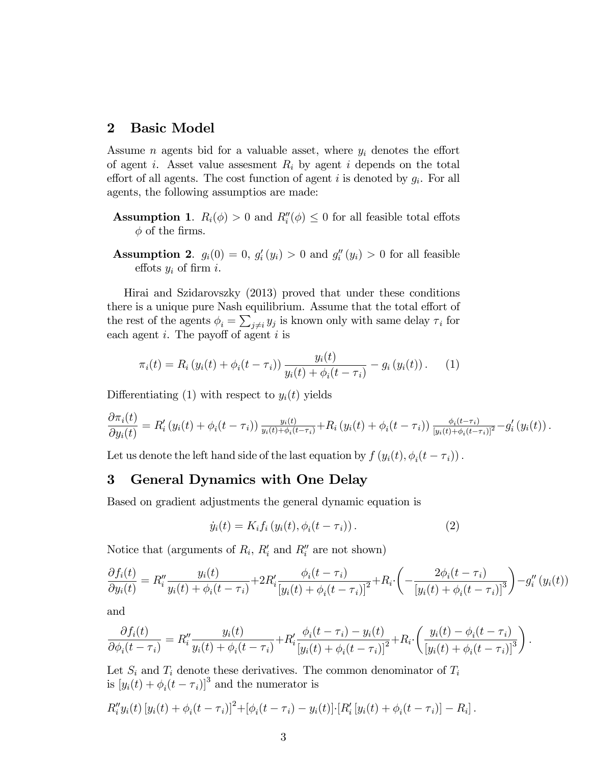## 2 Basic Model

Assume $n$ agents bid for a valuable asset, where $y_i$ denotes the effort of agent $i$. Asset value assesment $R_i$ by agent $i$ depends on the total effort of all agents. The cost function of agent $i$ is denoted by $g_i$. For all agents, the following assumptios are made:

**Assumption 1**. $R_i(\phi) > 0$ and $R_i''(\phi) \leq 0$ for all feasible total effots $\phi$ of the firms.

**Assumption 2**. $g_i(0) = 0$, $g_i'(y_i) > 0$ and $g_i''(y_i) > 0$ for all feasible effots $y_i$ of firm $i$.

Hirai and Szidarovszky (2013) proved that under these conditions there is a unique pure Nash equilibrium. Assume that the total effort of the rest of the agents $\phi_i = \sum_{j \neq i} y_j$ is known only with same delay $\tau_i$ for each agent $i$. The payoff of agent $i$ is

$$\pi_i(t) = R_i\left(y_i(t) + \phi_i(t - \tau_i)\right) \frac{y_i(t)}{y_i(t) + \phi_i(t - \tau_i)} - g_i\left(y_i(t)\right). \quad (1)$$

Differentiating (1) with respect to $y_i(t)$ yields

$$\frac{\partial \pi_i(t)}{\partial y_i(t)} = R_i'\left(y_i(t) + \phi_i(t - \tau_i)\right) \frac{y_i(t)}{y_i(t) + \phi_i(t - \tau_i)} + R_i\left(y_i(t) + \phi_i(t - \tau_i)\right) \frac{\phi_i(t - \tau_i)}{[y_i(t) + \phi_i(t - \tau_i)]^2} - g_i'\left(y_i(t)\right).$$

Let us denote the left hand side of the last equation by $f\left(y_i(t), \phi_i(t - \tau_i)\right)$.

## 3 General Dynamics with One Delay

Based on gradient adjustments the general dynamic equation is

$$\dot{y}_i(t) = K_i f_i\left(y_i(t), \phi_i(t - \tau_i)\right). \quad (2)$$

Notice that (arguments of $R_i$, $R_i'$ and $R_i''$ are not shown)

$$\frac{\partial f_i(t)}{\partial y_i(t)} = R_i'' \frac{y_i(t)}{y_i(t) + \phi_i(t - \tau_i)} + 2R_i' \frac{\phi_i(t - \tau_i)}{[y_i(t) + \phi_i(t - \tau_i)]^2} + R_i \cdot \left( -\frac{2\phi_i(t - \tau_i)}{[y_i(t) + \phi_i(t - \tau_i)]^3} \right) - g_i''\left(y_i(t)\right)$$

and

$$\frac{\partial f_i(t)}{\partial \phi_i(t - \tau_i)} = R_i'' \frac{y_i(t)}{y_i(t) + \phi_i(t - \tau_i)} + R_i' \frac{\phi_i(t - \tau_i) - y_i(t)}{[y_i(t) + \phi_i(t - \tau_i)]^2} + R_i \cdot \left( \frac{y_i(t) - \phi_i(t - \tau_i)}{[y_i(t) + \phi_i(t - \tau_i)]^3} \right).$$

Let $S_i$ and $T_i$ denote these derivatives. The common denominator of $T_i$ is $[y_i(t) + \phi_i(t - \tau_i)]^3$ and the numerator is

$$R_i'' y_i(t) \left[y_i(t) + \phi_i(t - \tau_i)\right]^2 + \left[\phi_i(t - \tau_i) - y_i(t)\right] \cdot \left[R_i' \left[y_i(t) + \phi_i(t - \tau_i)\right] - R_i\right].$$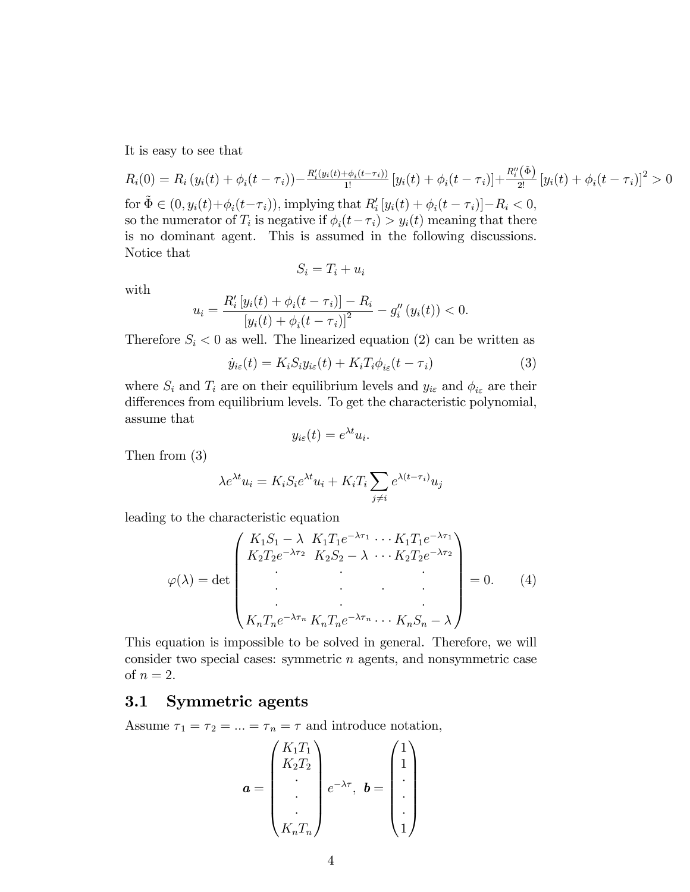It is easy to see that

$$R_i(0) = R_i\left(y_i(t) + \phi_i(t-\tau_i)\right) - \frac{R_i'(y_i(t)+\phi_i(t-\tau_i))}{1!}\left[y_i(t) + \phi_i(t-\tau_i)\right] + \frac{R_i''(\tilde{\Phi})}{2!}\left[y_i(t) + \phi_i(t-\tau_i)\right]^2 > 0$$

for $\tilde{\Phi} \in (0, y_i(t)+\phi_i(t-\tau_i))$, implying that $R_i'\left[y_i(t) + \phi_i(t-\tau_i)\right] - R_i < 0$, so the numerator of $T_i$ is negative if $\phi_i(t-\tau_i) > y_i(t)$ meaning that there is no dominant agent. This is assumed in the following discussions. Notice that

$$S_i = T_i + u_i$$

with

$$u_i = \frac{R_i'\left[y_i(t) + \phi_i(t-\tau_i)\right] - R_i}{\left[y_i(t) + \phi_i(t-\tau_i)\right]^2} - g_i''\left(y_i(t)\right) < 0.$$

Therefore $S_i < 0$ as well. The linearized equation (2) can be written as

$$\dot{y}_{i\varepsilon}(t) = K_i S_i y_{i\varepsilon}(t) + K_i T_i \phi_{i\varepsilon}(t-\tau_i) \tag{3}$$

where $S_i$ and $T_i$ are on their equilibrium levels and $y_{i\varepsilon}$ and $\phi_{i\varepsilon}$ are their differences from equilibrium levels. To get the characteristic polynomial, assume that

$$y_{i\varepsilon}(t) = e^{\lambda t} u_i.$$

Then from (3)

$$\lambda e^{\lambda t} u_i = K_i S_i e^{\lambda t} u_i + K_i T_i \sum_{j \neq i} e^{\lambda(t-\tau_i)} u_j$$

leading to the characteristic equation

$$\varphi(\lambda) = \det \begin{pmatrix} K_1 S_1 - \lambda & K_1 T_1 e^{-\lambda\tau_1} & \cdots & K_1 T_1 e^{-\lambda\tau_1} \\ K_2 T_2 e^{-\lambda\tau_2} & K_2 S_2 - \lambda & \cdots & K_2 T_2 e^{-\lambda\tau_2} \\ \vdots & \vdots & \ddots & \vdots \\ K_n T_n e^{-\lambda\tau_n} & K_n T_n e^{-\lambda\tau_n} & \cdots & K_n S_n - \lambda \end{pmatrix} = 0. \tag{4}$$

This equation is impossible to be solved in general. Therefore, we will consider two special cases: symmetric $n$ agents, and nonsymmetric case of $n = 2$.

### 3.1 Symmetric agents

Assume $\tau_1 = \tau_2 = ... = \tau_n = \tau$ and introduce notation,

$$\boldsymbol{a} = \begin{pmatrix} K_1 T_1 \\ K_2 T_2 \\ \vdots \\ K_n T_n \end{pmatrix} e^{-\lambda\tau}, \quad \boldsymbol{b} = \begin{pmatrix} 1 \\ 1 \\ \vdots \\ 1 \end{pmatrix}$$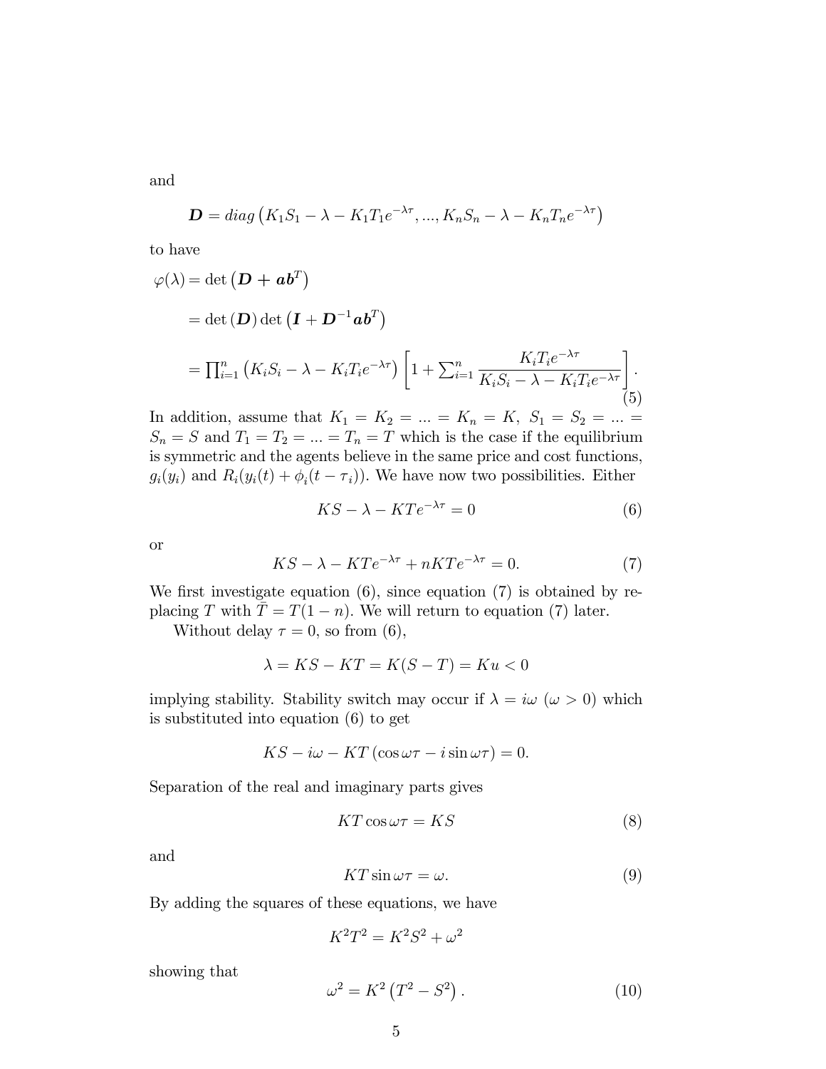and

$$\boldsymbol{D} = diag\left(K_1S_1 - \lambda - K_1T_1e^{-\lambda\tau}, ..., K_nS_n - \lambda - K_nT_ne^{-\lambda\tau}\right)$$

to have

$$\begin{aligned}
\varphi(\lambda) &= \det\left(\boldsymbol{D} + \boldsymbol{a}\boldsymbol{b}^T\right) \\
&= \det\left(\boldsymbol{D}\right)\det\left(\boldsymbol{I} + \boldsymbol{D}^{-1}\boldsymbol{a}\boldsymbol{b}^T\right) \\
&= \prod_{i=1}^n\left(K_iS_i - \lambda - K_iT_ie^{-\lambda\tau}\right)\left[1 + \sum_{i=1}^n \frac{K_iT_ie^{-\lambda\tau}}{K_iS_i - \lambda - K_iT_ie^{-\lambda\tau}}\right].
\end{aligned} \tag{5}$$

In addition, assume that $K_1 = K_2 = ... = K_n = K,\ S_1 = S_2 = ... = S_n = S$ and $T_1 = T_2 = ... = T_n = T$ which is the case if the equilibrium is symmetric and the agents believe in the same price and cost functions, $g_i(y_i)$ and $R_i(y_i(t) + \phi_i(t - \tau_i))$. We have now two possibilities. Either

$$KS - \lambda - KTe^{-\lambda\tau} = 0 \tag{6}$$

or

$$KS - \lambda - KTe^{-\lambda\tau} + nKTe^{-\lambda\tau} = 0. \tag{7}$$

We first investigate equation (6), since equation (7) is obtained by replacing $T$ with $\bar{T} = T(1-n)$. We will return to equation (7) later.

Without delay $\tau = 0$, so from (6),

$$\lambda = KS - KT = K(S - T) = Ku < 0$$

implying stability. Stability switch may occur if $\lambda = i\omega$ ($\omega > 0$) which is substituted into equation (6) to get

$$KS - i\omega - KT\left(\cos\omega\tau - i\sin\omega\tau\right) = 0.$$

Separation of the real and imaginary parts gives

$$KT\cos\omega\tau = KS \tag{8}$$

and

$$KT\sin\omega\tau = \omega. \tag{9}$$

By adding the squares of these equations, we have

$$K^2T^2 = K^2S^2 + \omega^2$$

showing that

$$\omega^2 = K^2\left(T^2 - S^2\right). \tag{10}$$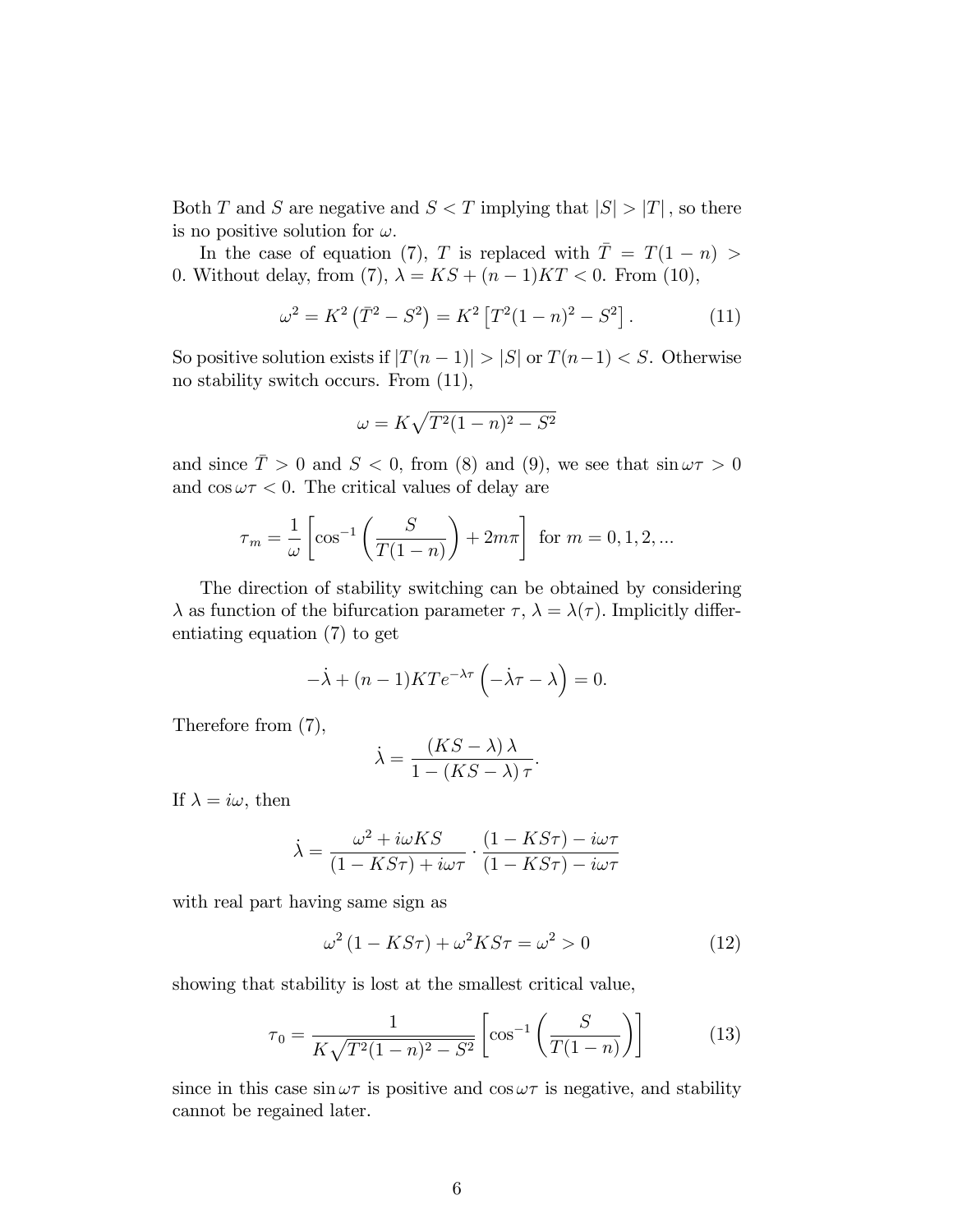Both $T$ and $S$ are negative and $S < T$ implying that $|S| > |T|$, so there is no positive solution for $\omega$.

In the case of equation (7), $T$ is replaced with $\bar{T} = T(1-n) > 0$. Without delay, from (7), $\lambda = KS + (n-1)KT < 0$. From (10),

$$\omega^2 = K^2\left(\bar{T}^2 - S^2\right) = K^2\left[T^2(1-n)^2 - S^2\right]. \tag{11}$$

So positive solution exists if $|T(n-1)| > |S|$ or $T(n-1) < S$. Otherwise no stability switch occurs. From (11),

$$\omega = K\sqrt{T^2(1-n)^2 - S^2}$$

and since $\bar{T} > 0$ and $S < 0$, from (8) and (9), we see that $\sin\omega\tau > 0$ and $\cos\omega\tau < 0$. The critical values of delay are

$$\tau_m = \frac{1}{\omega}\left[\cos^{-1}\left(\frac{S}{T(1-n)}\right) + 2m\pi\right] \text{ for } m = 0, 1, 2, ...$$

The direction of stability switching can be obtained by considering $\lambda$ as function of the bifurcation parameter $\tau$, $\lambda = \lambda(\tau)$. Implicitly differentiating equation (7) to get

$$-\dot{\lambda} + (n-1)KTe^{-\lambda\tau}\left(-\dot{\lambda}\tau - \lambda\right) = 0.$$

Therefore from (7),

$$\dot{\lambda} = \frac{(KS - \lambda)\,\lambda}{1 - (KS - \lambda)\,\tau}.$$

If $\lambda = i\omega$, then

$$\dot{\lambda} = \frac{\omega^2 + i\omega KS}{(1 - KS\tau) + i\omega\tau} \cdot \frac{(1 - KS\tau) - i\omega\tau}{(1 - KS\tau) - i\omega\tau}$$

with real part having same sign as

$$\omega^2\left(1 - KS\tau\right) + \omega^2 KS\tau = \omega^2 > 0 \tag{12}$$

showing that stability is lost at the smallest critical value,

$$\tau_0 = \frac{1}{K\sqrt{T^2(1-n)^2 - S^2}}\left[\cos^{-1}\left(\frac{S}{T(1-n)}\right)\right] \tag{13}$$

since in this case $\sin\omega\tau$ is positive and $\cos\omega\tau$ is negative, and stability cannot be regained later.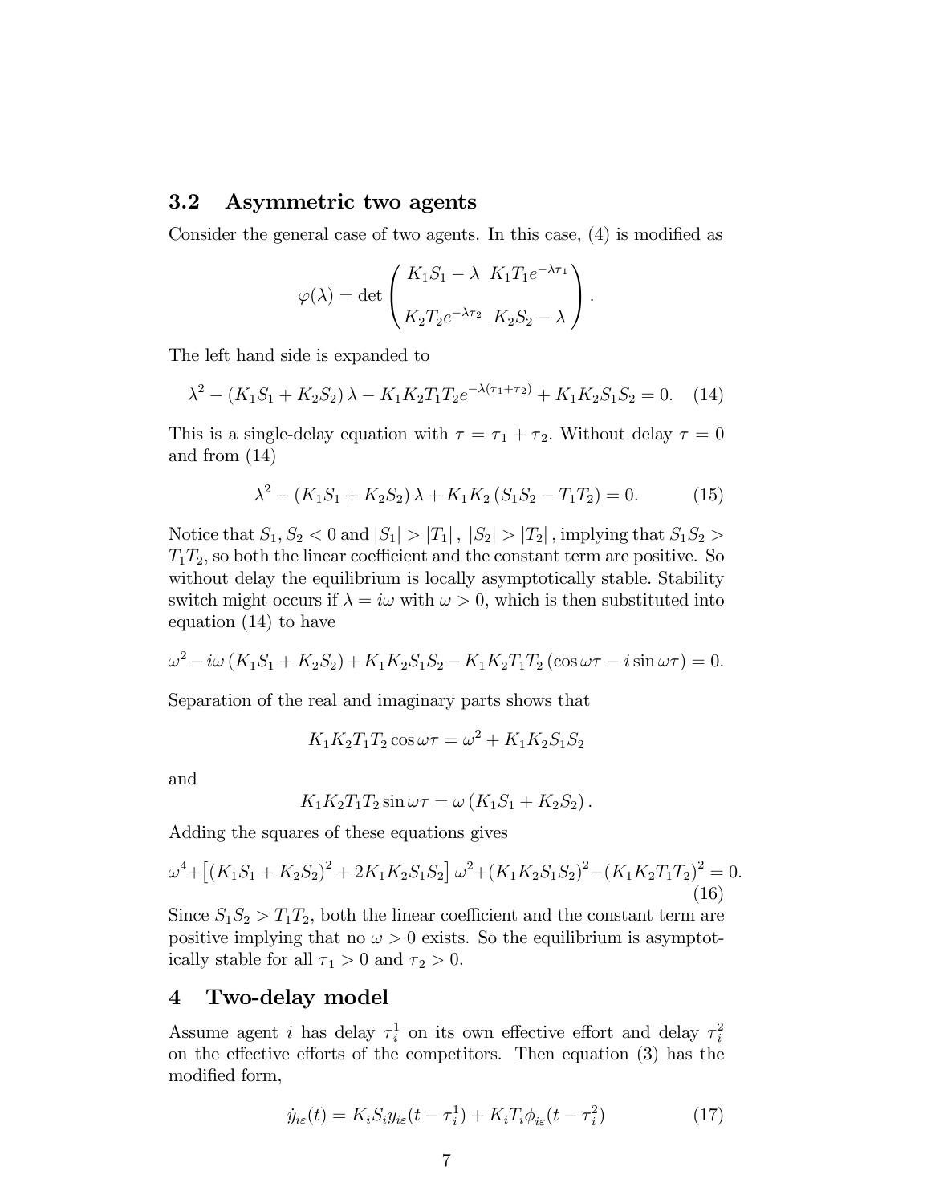### 3.2 Asymmetric two agents

Consider the general case of two agents. In this case, (4) is modified as

$$\varphi(\lambda) = \det \begin{pmatrix} K_1 S_1 - \lambda & K_1 T_1 e^{-\lambda \tau_1} \\ K_2 T_2 e^{-\lambda \tau_2} & K_2 S_2 - \lambda \end{pmatrix}.$$

The left hand side is expanded to

$$\lambda^2 - (K_1 S_1 + K_2 S_2)\lambda - K_1 K_2 T_1 T_2 e^{-\lambda(\tau_1 + \tau_2)} + K_1 K_2 S_1 S_2 = 0. \tag{14}$$

This is a single-delay equation with $\tau = \tau_1 + \tau_2$. Without delay $\tau = 0$ and from (14)

$$\lambda^2 - (K_1 S_1 + K_2 S_2)\lambda + K_1 K_2 (S_1 S_2 - T_1 T_2) = 0. \tag{15}$$

Notice that $S_1, S_2 < 0$ and $|S_1| > |T_1|$, $|S_2| > |T_2|$, implying that $S_1 S_2 > T_1 T_2$, so both the linear coefficient and the constant term are positive. So without delay the equilibrium is locally asymptotically stable. Stability switch might occurs if $\lambda = i\omega$ with $\omega > 0$, which is then substituted into equation (14) to have

$$\omega^2 - i\omega (K_1 S_1 + K_2 S_2) + K_1 K_2 S_1 S_2 - K_1 K_2 T_1 T_2 (\cos \omega\tau - i \sin \omega\tau) = 0.$$

Separation of the real and imaginary parts shows that

$$K_1 K_2 T_1 T_2 \cos \omega\tau = \omega^2 + K_1 K_2 S_1 S_2$$

and

$$K_1 K_2 T_1 T_2 \sin \omega\tau = \omega (K_1 S_1 + K_2 S_2).$$

Adding the squares of these equations gives

$$\omega^4 + \left[(K_1 S_1 + K_2 S_2)^2 + 2K_1 K_2 S_1 S_2\right]\omega^2 + (K_1 K_2 S_1 S_2)^2 - (K_1 K_2 T_1 T_2)^2 = 0. \tag{16}$$

Since $S_1 S_2 > T_1 T_2$, both the linear coefficient and the constant term are positive implying that no $\omega > 0$ exists. So the equilibrium is asymptotically stable for all $\tau_1 > 0$ and $\tau_2 > 0$.

## 4 Two-delay model

Assume agent $i$ has delay $\tau_i^1$ on its own effective effort and delay $\tau_i^2$ on the effective efforts of the competitors. Then equation (3) has the modified form,

$$\dot{y}_{i\varepsilon}(t) = K_i S_i y_{i\varepsilon}(t - \tau_i^1) + K_i T_i \phi_{i\varepsilon}(t - \tau_i^2) \tag{17}$$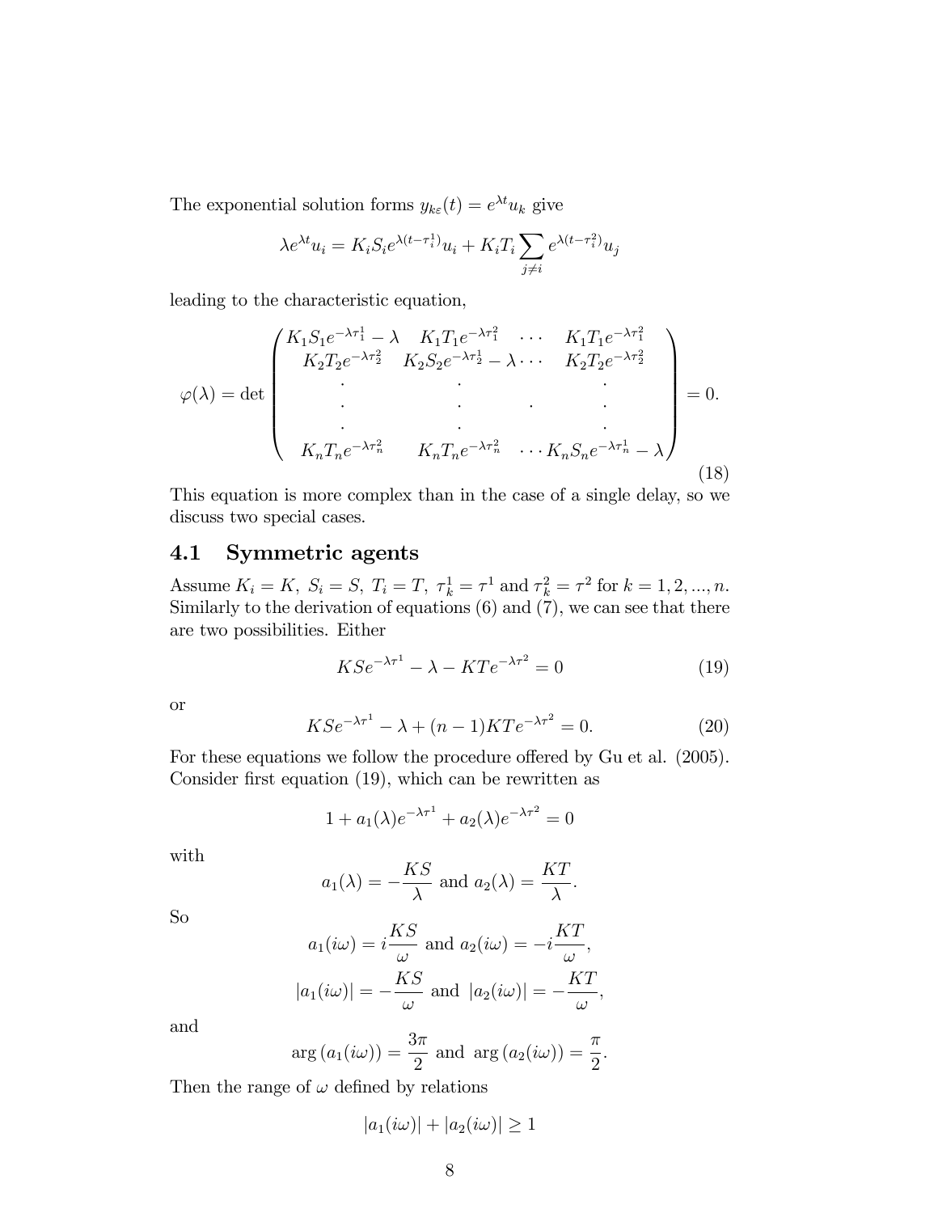The exponential solution forms $y_{k\varepsilon}(t) = e^{\lambda t} u_k$ give

$$\lambda e^{\lambda t} u_i = K_i S_i e^{\lambda(t-\tau_i^1)} u_i + K_i T_i \sum_{j \neq i} e^{\lambda(t-\tau_i^2)} u_j$$

leading to the characteristic equation,

$$\varphi(\lambda) = \det \begin{pmatrix} K_1 S_1 e^{-\lambda \tau_1^1} - \lambda & K_1 T_1 e^{-\lambda \tau_1^2} & \cdots & K_1 T_1 e^{-\lambda \tau_1^2} \\ K_2 T_2 e^{-\lambda \tau_2^2} & K_2 S_2 e^{-\lambda \tau_2^1} - \lambda \cdots & & K_2 T_2 e^{-\lambda \tau_2^2} \\ \cdot & \cdot & & \cdot \\ \cdot & \cdot & \cdot & \cdot \\ \cdot & \cdot & & \cdot \\ K_n T_n e^{-\lambda \tau_n^2} & K_n T_n e^{-\lambda \tau_n^2} & \cdots & K_n S_n e^{-\lambda \tau_n^1} - \lambda \end{pmatrix} = 0. \tag{18}$$

This equation is more complex than in the case of a single delay, so we discuss two special cases.

## 4.1 Symmetric agents

Assume $K_i = K,\ S_i = S,\ T_i = T,\ \tau_k^1 = \tau^1$ and $\tau_k^2 = \tau^2$ for $k = 1, 2, ..., n$. Similarly to the derivation of equations (6) and (7), we can see that there are two possibilities. Either

$$KSe^{-\lambda \tau^1} - \lambda - KTe^{-\lambda \tau^2} = 0 \tag{19}$$

or

$$KSe^{-\lambda \tau^1} - \lambda + (n-1)KTe^{-\lambda \tau^2} = 0. \tag{20}$$

For these equations we follow the procedure offered by Gu et al. (2005). Consider first equation (19), which can be rewritten as

$$1 + a_1(\lambda) e^{-\lambda \tau^1} + a_2(\lambda) e^{-\lambda \tau^2} = 0$$

with

$$a_1(\lambda) = -\frac{KS}{\lambda} \text{ and } a_2(\lambda) = \frac{KT}{\lambda}.$$

So

$$a_1(i\omega) = i\frac{KS}{\omega} \text{ and } a_2(i\omega) = -i\frac{KT}{\omega},$$

$$|a_1(i\omega)| = -\frac{KS}{\omega} \text{ and } |a_2(i\omega)| = -\frac{KT}{\omega},$$

and

$$\arg\left(a_1(i\omega)\right) = \frac{3\pi}{2} \text{ and } \arg\left(a_2(i\omega)\right) = \frac{\pi}{2}.$$

Then the range of $\omega$ defined by relations

$$|a_1(i\omega)| + |a_2(i\omega)| \geq 1$$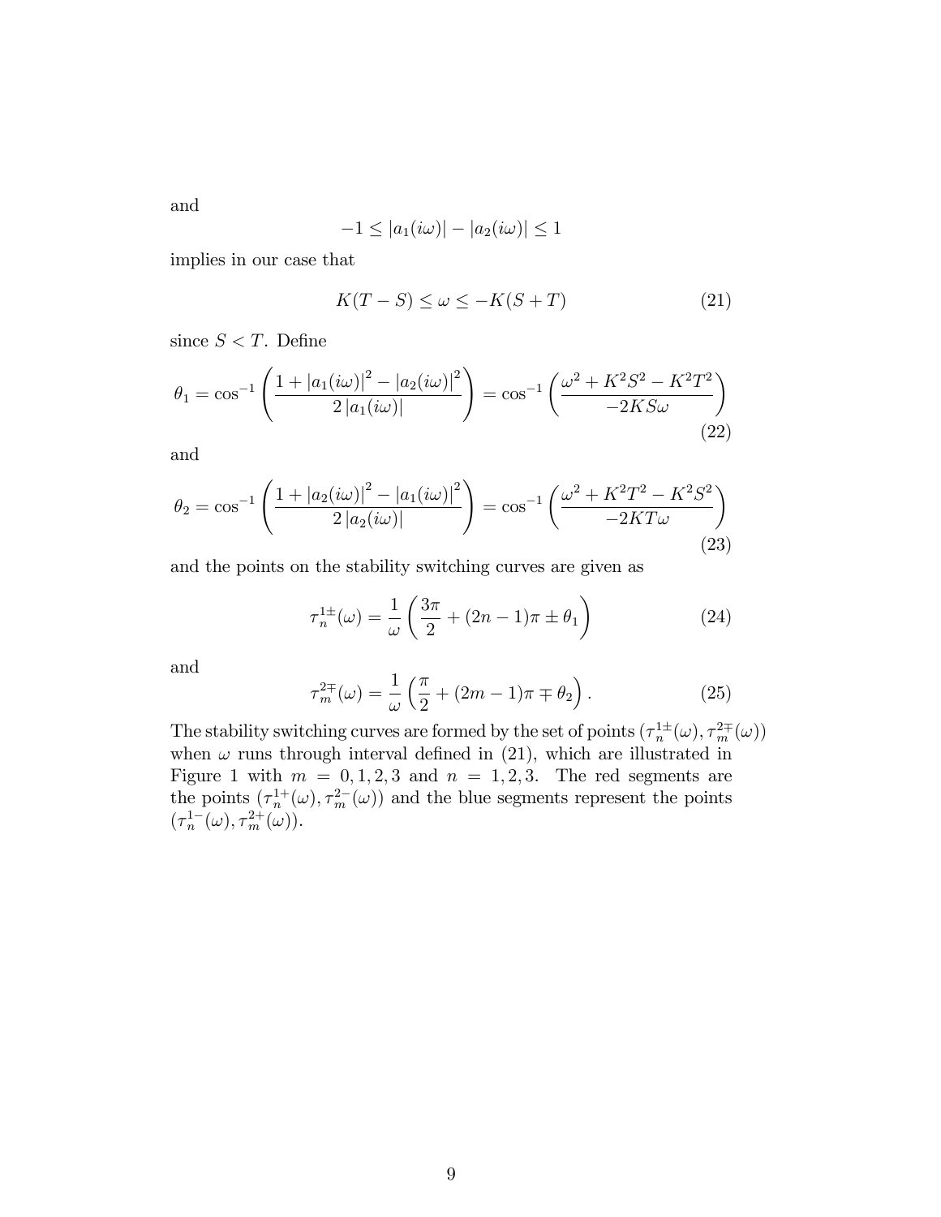and

$$-1 \leq |a_1(i\omega)| - |a_2(i\omega)| \leq 1$$

implies in our case that

$$K(T-S) \leq \omega \leq -K(S+T) \tag{21}$$

since $S < T$. Define

$$\theta_1 = \cos^{-1}\left(\frac{1 + |a_1(i\omega)|^2 - |a_2(i\omega)|^2}{2\,|a_1(i\omega)|}\right) = \cos^{-1}\left(\frac{\omega^2 + K^2S^2 - K^2T^2}{-2KS\omega}\right) \tag{22}$$

and

$$\theta_2 = \cos^{-1}\left(\frac{1 + |a_2(i\omega)|^2 - |a_1(i\omega)|^2}{2\,|a_2(i\omega)|}\right) = \cos^{-1}\left(\frac{\omega^2 + K^2T^2 - K^2S^2}{-2KT\omega}\right) \tag{23}$$

and the points on the stability switching curves are given as

$$\tau_n^{1\pm}(\omega) = \frac{1}{\omega}\left(\frac{3\pi}{2} + (2n-1)\pi \pm \theta_1\right) \tag{24}$$

and

$$\tau_m^{2\mp}(\omega) = \frac{1}{\omega}\left(\frac{\pi}{2} + (2m-1)\pi \mp \theta_2\right). \tag{25}$$

The stability switching curves are formed by the set of points $(\tau_n^{1\pm}(\omega), \tau_m^{2\mp}(\omega))$ when $\omega$ runs through interval defined in (21), which are illustrated in Figure 1 with $m = 0, 1, 2, 3$ and $n = 1, 2, 3$. The red segments are the points $(\tau_n^{1+}(\omega), \tau_m^{2-}(\omega))$ and the blue segments represent the points $(\tau_n^{1-}(\omega), \tau_m^{2+}(\omega))$.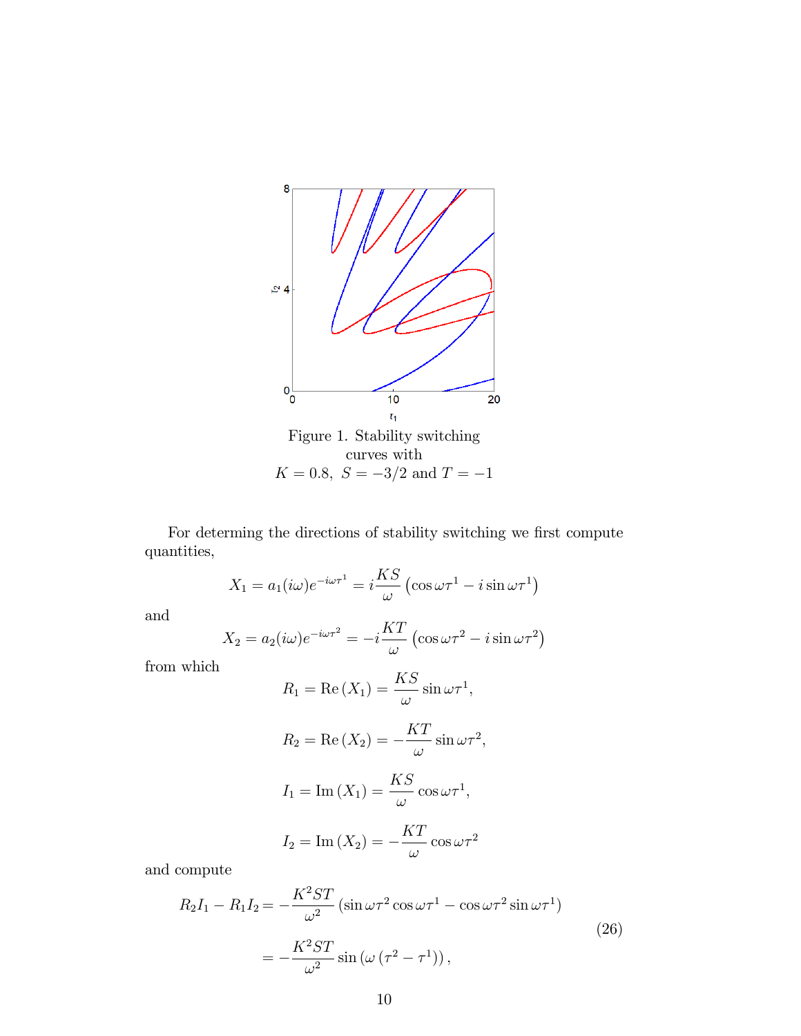Figure 1. Stability switching curves with $K = 0.8,\ S = -3/2$ and $T = -1$

For determing the directions of stability switching we first compute quantities,

$$X_1 = a_1(i\omega)e^{-i\omega\tau^1} = i\frac{KS}{\omega}\left(\cos\omega\tau^1 - i\sin\omega\tau^1\right)$$

and

$$X_2 = a_2(i\omega)e^{-i\omega\tau^2} = -i\frac{KT}{\omega}\left(\cos\omega\tau^2 - i\sin\omega\tau^2\right)$$

from which

$$R_1 = \mathrm{Re}\left(X_1\right) = \frac{KS}{\omega}\sin\omega\tau^1,$$

$$R_2 = \mathrm{Re}\left(X_2\right) = -\frac{KT}{\omega}\sin\omega\tau^2,$$

$$I_1 = \mathrm{Im}\left(X_1\right) = \frac{KS}{\omega}\cos\omega\tau^1,$$

$$I_2 = \mathrm{Im}\left(X_2\right) = -\frac{KT}{\omega}\cos\omega\tau^2$$

and compute

$$\begin{aligned} R_2 I_1 - R_1 I_2 &= -\frac{K^2 ST}{\omega^2}\left(\sin\omega\tau^2\cos\omega\tau^1 - \cos\omega\tau^2\sin\omega\tau^1\right) \\ &= -\frac{K^2 ST}{\omega^2}\sin\left(\omega\left(\tau^2 - \tau^1\right)\right), \end{aligned} \tag{26}$$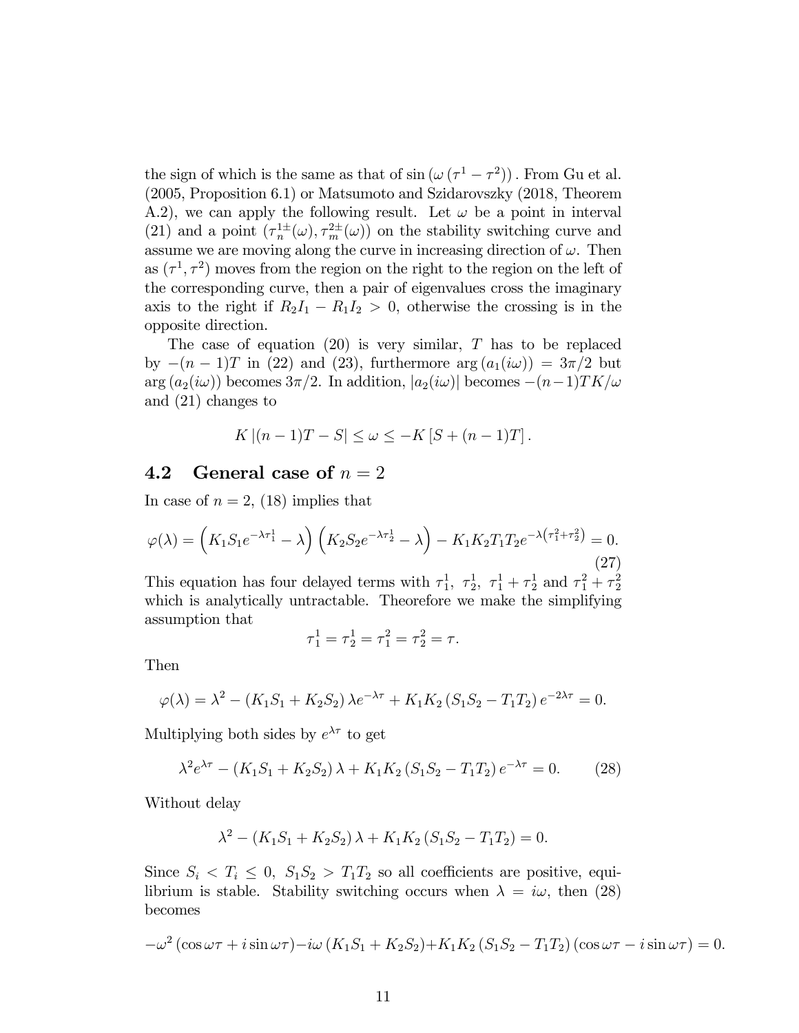the sign of which is the same as that of $\sin\left(\omega\left(\tau^1 - \tau^2\right)\right)$. From Gu et al. (2005, Proposition 6.1) or Matsumoto and Szidarovszky (2018, Theorem A.2), we can apply the following result. Let $\omega$ be a point in interval (21) and a point $(\tau_n^{1\pm}(\omega), \tau_m^{2\pm}(\omega))$ on the stability switching curve and assume we are moving along the curve in increasing direction of $\omega$. Then as $(\tau^1, \tau^2)$ moves from the region on the right to the region on the left of the corresponding curve, then a pair of eigenvalues cross the imaginary axis to the right if $R_2 I_1 - R_1 I_2 > 0$, otherwise the crossing is in the opposite direction.

The case of equation (20) is very similar, $T$ has to be replaced by $-(n-1)T$ in (22) and (23), furthermore $\arg\left(a_1(i\omega)\right) = 3\pi/2$ but $\arg\left(a_2(i\omega)\right)$ becomes $3\pi/2$. In addition, $|a_2(i\omega)|$ becomes $-(n-1)TK/\omega$ and (21) changes to

$$K\left|(n-1)T - S\right| \leq \omega \leq -K\left[S + (n-1)T\right].$$

## 4.2 General case of $n = 2$

In case of $n = 2$, (18) implies that

$$\varphi(\lambda) = \left(K_1 S_1 e^{-\lambda\tau_1^1} - \lambda\right)\left(K_2 S_2 e^{-\lambda\tau_2^1} - \lambda\right) - K_1 K_2 T_1 T_2 e^{-\lambda\left(\tau_1^2 + \tau_2^2\right)} = 0. \tag{27}$$

This equation has four delayed terms with $\tau_1^1,\ \tau_2^1,\ \tau_1^1 + \tau_2^1$ and $\tau_1^2 + \tau_2^2$ which is analytically untractable. Theorefore we make the simplifying assumption that

$$\tau_1^1 = \tau_2^1 = \tau_1^2 = \tau_2^2 = \tau.$$

Then

$$\varphi(\lambda) = \lambda^2 - \left(K_1 S_1 + K_2 S_2\right)\lambda e^{-\lambda\tau} + K_1 K_2\left(S_1 S_2 - T_1 T_2\right)e^{-2\lambda\tau} = 0.$$

Multiplying both sides by $e^{\lambda\tau}$ to get

$$\lambda^2 e^{\lambda\tau} - \left(K_1 S_1 + K_2 S_2\right)\lambda + K_1 K_2\left(S_1 S_2 - T_1 T_2\right)e^{-\lambda\tau} = 0. \tag{28}$$

Without delay

$$\lambda^2 - \left(K_1 S_1 + K_2 S_2\right)\lambda + K_1 K_2\left(S_1 S_2 - T_1 T_2\right) = 0.$$

Since $S_i < T_i \leq 0,\ S_1 S_2 > T_1 T_2$ so all coefficients are positive, equilibrium is stable. Stability switching occurs when $\lambda = i\omega$, then (28) becomes

$$-\omega^2\left(\cos\omega\tau + i\sin\omega\tau\right) - i\omega\left(K_1 S_1 + K_2 S_2\right) + K_1 K_2\left(S_1 S_2 - T_1 T_2\right)\left(\cos\omega\tau - i\sin\omega\tau\right) = 0.$$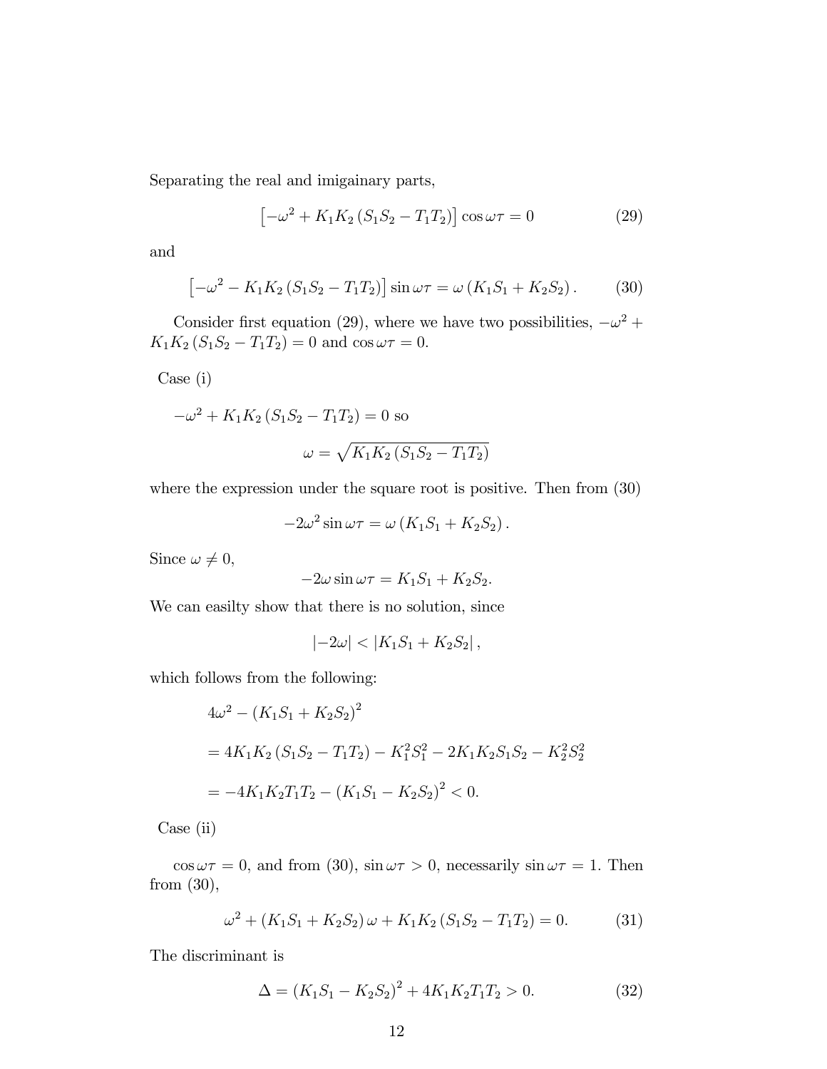Separating the real and imigainary parts,

$$\left[-\omega^2 + K_1K_2\left(S_1S_2 - T_1T_2\right)\right]\cos\omega\tau = 0 \tag{29}$$

and

$$\left[-\omega^2 - K_1K_2\left(S_1S_2 - T_1T_2\right)\right]\sin\omega\tau = \omega\left(K_1S_1 + K_2S_2\right). \tag{30}$$

Consider first equation (29), where we have two possibilities, $-\omega^2 + K_1K_2\left(S_1S_2 - T_1T_2\right) = 0$ and $\cos\omega\tau = 0$.

Case (i)

$-\omega^2 + K_1K_2\left(S_1S_2 - T_1T_2\right) = 0$ so

$$\omega = \sqrt{K_1K_2\left(S_1S_2 - T_1T_2\right)}$$

where the expression under the square root is positive. Then from (30)

$$-2\omega^2\sin\omega\tau = \omega\left(K_1S_1 + K_2S_2\right).$$

Since $\omega \neq 0$,

$$-2\omega\sin\omega\tau = K_1S_1 + K_2S_2.$$

We can easilty show that there is no solution, since

$$\left|-2\omega\right| < \left|K_1S_1 + K_2S_2\right|,$$

which follows from the following:

$$\begin{aligned}
&4\omega^2 - \left(K_1S_1 + K_2S_2\right)^2 \\
&= 4K_1K_2\left(S_1S_2 - T_1T_2\right) - K_1^2S_1^2 - 2K_1K_2S_1S_2 - K_2^2S_2^2 \\
&= -4K_1K_2T_1T_2 - \left(K_1S_1 - K_2S_2\right)^2 < 0.
\end{aligned}$$

Case (ii)

$\cos\omega\tau = 0$, and from (30), $\sin\omega\tau > 0$, necessarily $\sin\omega\tau = 1$. Then from (30),

$$\omega^2 + \left(K_1S_1 + K_2S_2\right)\omega + K_1K_2\left(S_1S_2 - T_1T_2\right) = 0. \tag{31}$$

The discriminant is

$$\Delta = \left(K_1S_1 - K_2S_2\right)^2 + 4K_1K_2T_1T_2 > 0. \tag{32}$$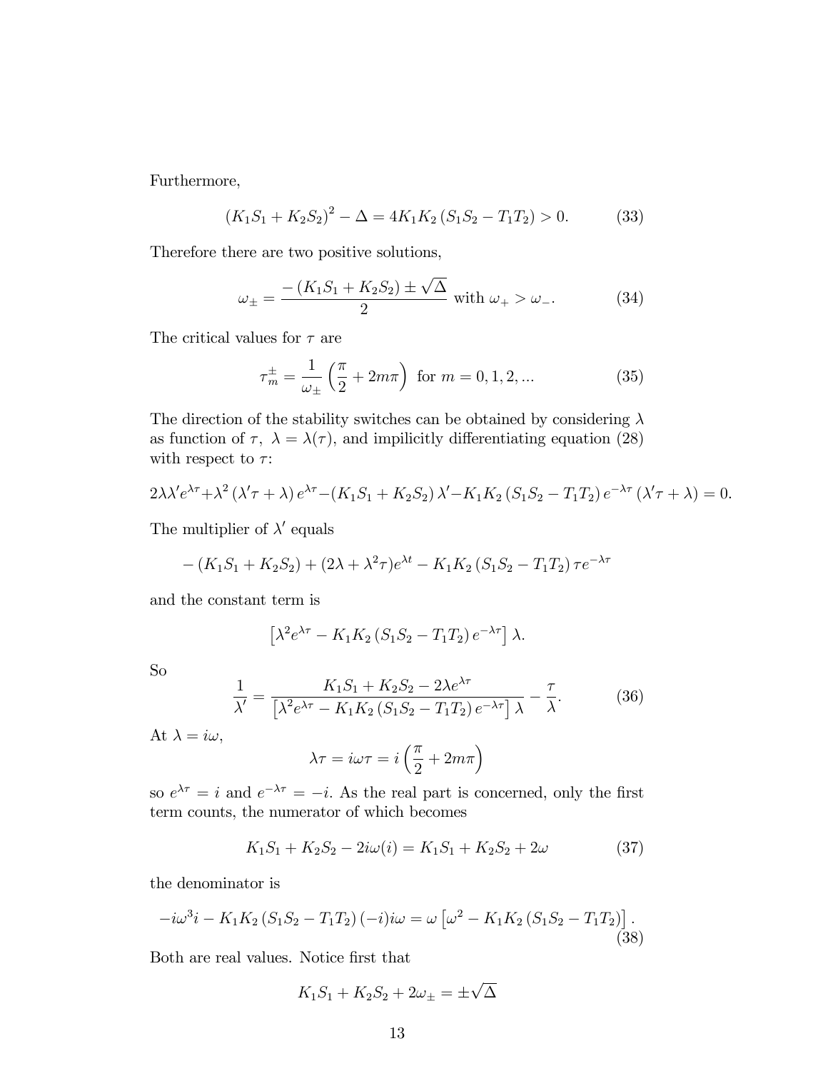Furthermore,

$$(K_1S_1 + K_2S_2)^2 - \Delta = 4K_1K_2(S_1S_2 - T_1T_2) > 0. \tag{33}$$

Therefore there are two positive solutions,

$$\omega_{\pm} = \frac{-(K_1S_1 + K_2S_2) \pm \sqrt{\Delta}}{2} \text{ with } \omega_+ > \omega_-. \tag{34}$$

The critical values for $\tau$ are

$$\tau_m^{\pm} = \frac{1}{\omega_{\pm}}\left(\frac{\pi}{2} + 2m\pi\right) \text{ for } m = 0, 1, 2, ... \tag{35}$$

The direction of the stability switches can be obtained by considering $\lambda$ as function of $\tau$, $\lambda = \lambda(\tau)$, and impilicitly differentiating equation (28) with respect to $\tau$:

$$2\lambda\lambda' e^{\lambda\tau} + \lambda^2(\lambda'\tau + \lambda)e^{\lambda\tau} - (K_1S_1 + K_2S_2)\lambda' - K_1K_2(S_1S_2 - T_1T_2)e^{-\lambda\tau}(\lambda'\tau + \lambda) = 0.$$

The multiplier of $\lambda'$ equals

$$-(K_1S_1 + K_2S_2) + (2\lambda + \lambda^2\tau)e^{\lambda t} - K_1K_2(S_1S_2 - T_1T_2)\tau e^{-\lambda\tau}$$

and the constant term is

$$\left[\lambda^2 e^{\lambda\tau} - K_1K_2(S_1S_2 - T_1T_2)e^{-\lambda\tau}\right]\lambda.$$

So

$$\frac{1}{\lambda'} = \frac{K_1S_1 + K_2S_2 - 2\lambda e^{\lambda\tau}}{\left[\lambda^2 e^{\lambda\tau} - K_1K_2(S_1S_2 - T_1T_2)e^{-\lambda\tau}\right]\lambda} - \frac{\tau}{\lambda}. \tag{36}$$

At $\lambda = i\omega$,

$$\lambda\tau = i\omega\tau = i\left(\frac{\pi}{2} + 2m\pi\right)$$

so $e^{\lambda\tau} = i$ and $e^{-\lambda\tau} = -i$. As the real part is concerned, only the first term counts, the numerator of which becomes

$$K_1S_1 + K_2S_2 - 2i\omega(i) = K_1S_1 + K_2S_2 + 2\omega \tag{37}$$

the denominator is

$$-i\omega^3 i - K_1K_2(S_1S_2 - T_1T_2)(-i)i\omega = \omega\left[\omega^2 - K_1K_2(S_1S_2 - T_1T_2)\right]. \tag{38}$$

Both are real values. Notice first that

$$K_1S_1 + K_2S_2 + 2\omega_{\pm} = \pm\sqrt{\Delta}$$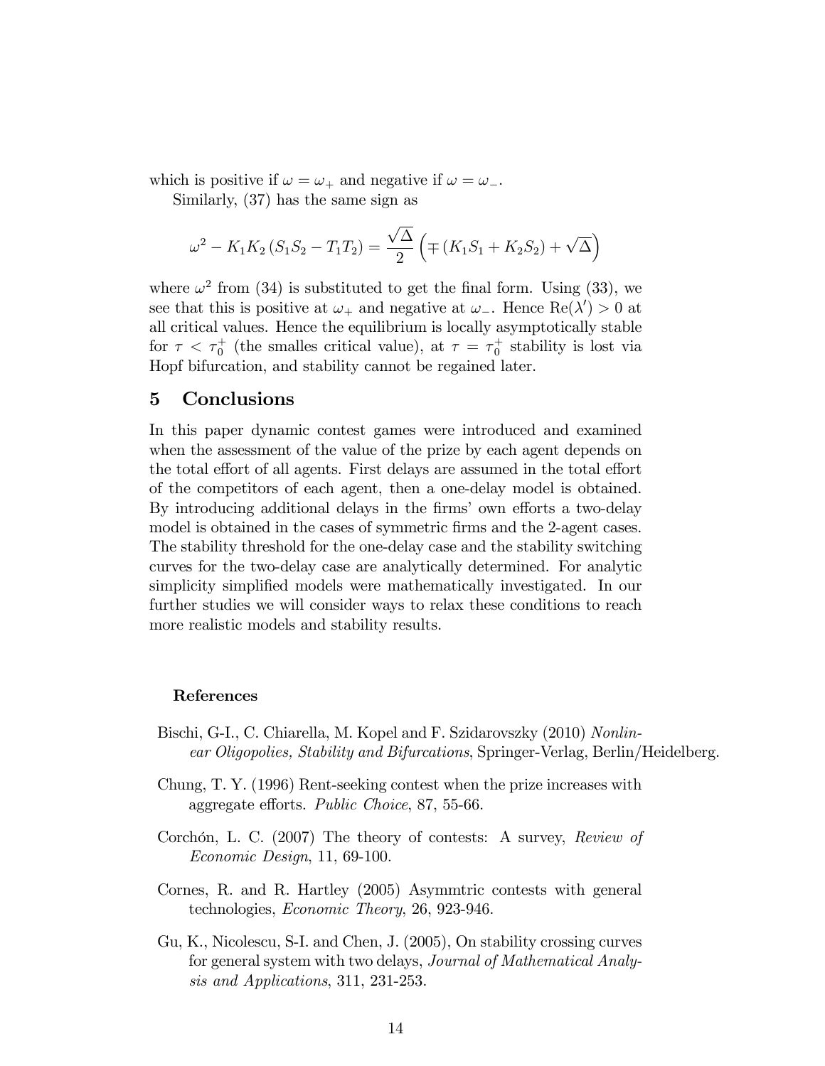which is positive if $\omega = \omega_+$ and negative if $\omega = \omega_-$.

Similarly, (37) has the same sign as

$$\omega^2 - K_1 K_2 (S_1 S_2 - T_1 T_2) = \frac{\sqrt{\Delta}}{2} \left( \mp (K_1 S_1 + K_2 S_2) + \sqrt{\Delta} \right)$$

where $\omega^2$ from (34) is substituted to get the final form. Using (33), we see that this is positive at $\omega_+$ and negative at $\omega_-$. Hence $\text{Re}(\lambda') > 0$ at all critical values. Hence the equilibrium is locally asymptotically stable for $\tau < \tau_0^+$ (the smalles critical value), at $\tau = \tau_0^+$ stability is lost via Hopf bifurcation, and stability cannot be regained later.

## 5 Conclusions

In this paper dynamic contest games were introduced and examined when the assessment of the value of the prize by each agent depends on the total effort of all agents. First delays are assumed in the total effort of the competitors of each agent, then a one-delay model is obtained. By introducing additional delays in the firms' own efforts a two-delay model is obtained in the cases of symmetric firms and the 2-agent cases. The stability threshold for the one-delay case and the stability switching curves for the two-delay case are analytically determined. For analytic simplicity simplified models were mathematically investigated. In our further studies we will consider ways to relax these conditions to reach more realistic models and stability results.

### References

Bischi, G-I., C. Chiarella, M. Kopel and F. Szidarovszky (2010) *Nonlinear Oligopolies, Stability and Bifurcations*, Springer-Verlag, Berlin/Heidelberg.

Chung, T. Y. (1996) Rent-seeking contest when the prize increases with aggregate efforts. *Public Choice*, 87, 55-66.

Corchón, L. C. (2007) The theory of contests: A survey, *Review of Economic Design*, 11, 69-100.

Cornes, R. and R. Hartley (2005) Asymmtric contests with general technologies, *Economic Theory*, 26, 923-946.

Gu, K., Nicolescu, S-I. and Chen, J. (2005), On stability crossing curves for general system with two delays, *Journal of Mathematical Analysis and Applications*, 311, 231-253.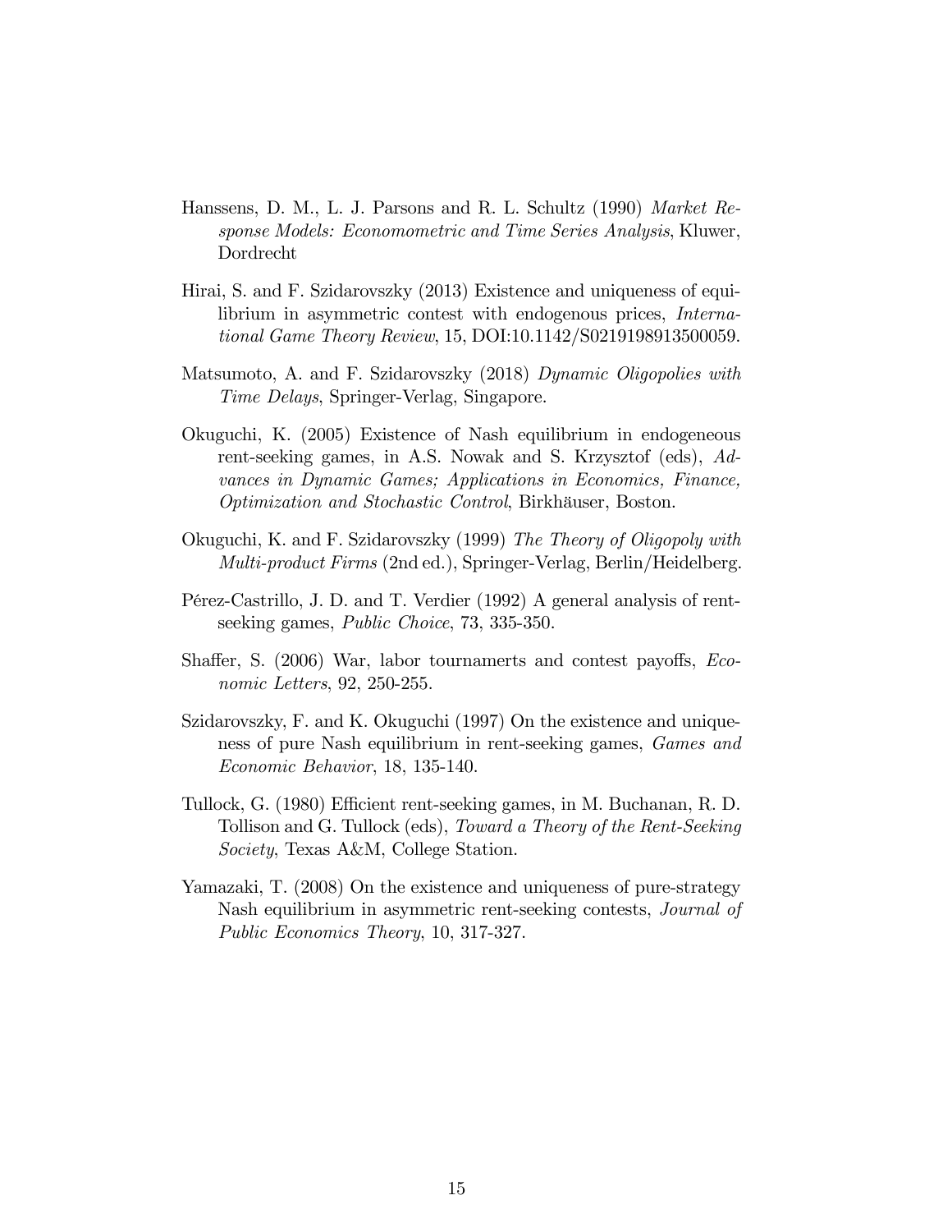Hanssens, D. M., L. J. Parsons and R. L. Schultz (1990) *Market Response Models: Economometric and Time Series Analysis*, Kluwer, Dordrecht

Hirai, S. and F. Szidarovszky (2013) Existence and uniqueness of equilibrium in asymmetric contest with endogenous prices, *International Game Theory Review*, 15, DOI:10.1142/S0219198913500059.

Matsumoto, A. and F. Szidarovszky (2018) *Dynamic Oligopolies with Time Delays*, Springer-Verlag, Singapore.

Okuguchi, K. (2005) Existence of Nash equilibrium in endogeneous rent-seeking games, in A.S. Nowak and S. Krzysztof (eds), *Advances in Dynamic Games; Applications in Economics, Finance, Optimization and Stochastic Control*, Birkhäuser, Boston.

Okuguchi, K. and F. Szidarovszky (1999) *The Theory of Oligopoly with Multi-product Firms* (2nd ed.), Springer-Verlag, Berlin/Heidelberg.

Pérez-Castrillo, J. D. and T. Verdier (1992) A general analysis of rent-seeking games, *Public Choice*, 73, 335-350.

Shaffer, S. (2006) War, labor tournamerts and contest payoffs, *Economic Letters*, 92, 250-255.

Szidarovszky, F. and K. Okuguchi (1997) On the existence and uniqueness of pure Nash equilibrium in rent-seeking games, *Games and Economic Behavior*, 18, 135-140.

Tullock, G. (1980) Efficient rent-seeking games, in M. Buchanan, R. D. Tollison and G. Tullock (eds), *Toward a Theory of the Rent-Seeking Society*, Texas A&M, College Station.

Yamazaki, T. (2008) On the existence and uniqueness of pure-strategy Nash equilibrium in asymmetric rent-seeking contests, *Journal of Public Economics Theory*, 10, 317-327.